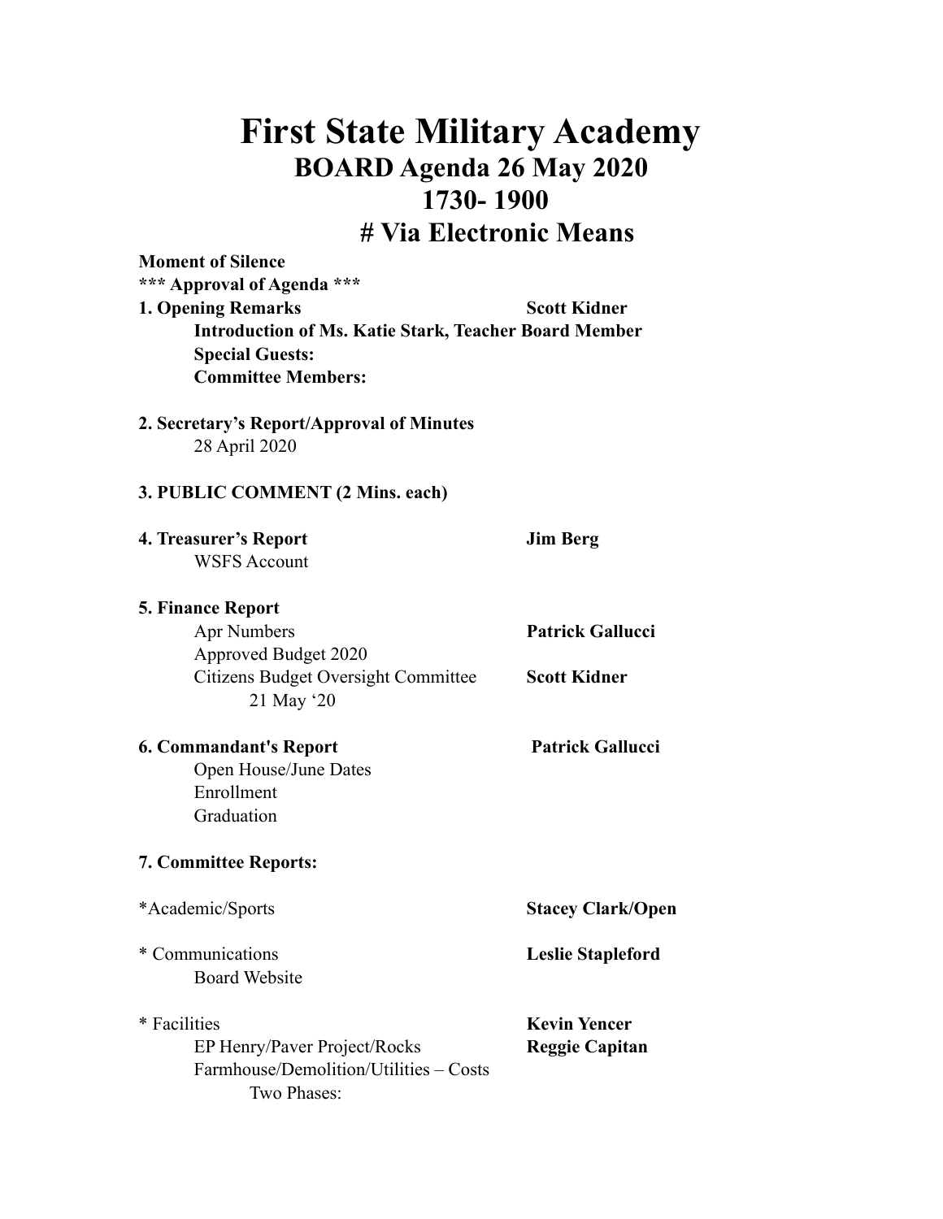# First State Military Academy

## BOARD Agenda 26 May 2020

## 1730- 1900

## # Via Electronic Means

**Moment of Silence**

**\*\*\* Approval of Agenda \*\*\***

**1. Opening Remarks** — **Scott Kidner**

- **Introduction of Ms. Katie Stark, Teacher Board Member**
- **Special Guests:**
- **Committee Members:**

**2. Secretary's Report/Approval of Minutes**

- 28 April 2020

**3. PUBLIC COMMENT (2 Mins. each)**

**4. Treasurer's Report** — **Jim Berg**

- WSFS Account

**5. Finance Report**

- Apr Numbers — **Patrick Gallucci**
- Approved Budget 2020
- Citizens Budget Oversight Committee — **Scott Kidner**
  - 21 May '20

**6. Commandant's Report** — **Patrick Gallucci**

- Open House/June Dates
- Enrollment
- Graduation

**7. Committee Reports:**

*Academic/Sports — **Stacey Clark/Open**

* Communications — **Leslie Stapleford**
  - Board Website

* Facilities — **Kevin Yencer**
  - EP Henry/Paver Project/Rocks — **Reggie Capitan**
  - Farmhouse/Demolition/Utilities – Costs
    - Two Phases: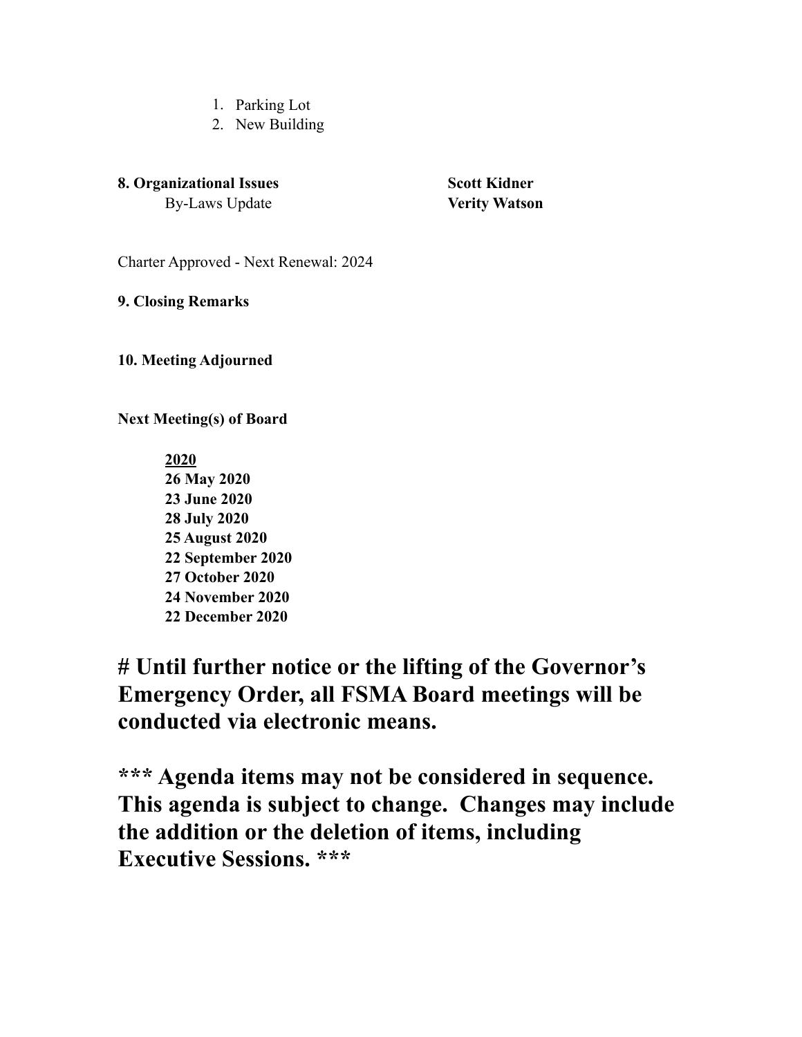1. Parking Lot
2. New Building

**8. Organizational Issues** **Scott Kidner**
By-Laws Update **Verity Watson**

Charter Approved - Next Renewal: 2024

**9. Closing Remarks**

**10. Meeting Adjourned**

**Next Meeting(s) of Board**

**2020**
**26 May 2020**
**23 June 2020**
**28 July 2020**
**25 August 2020**
**22 September 2020**
**27 October 2020**
**24 November 2020**
**22 December 2020**

**# Until further notice or the lifting of the Governor's Emergency Order, all FSMA Board meetings will be conducted via electronic means.**

**\*\*\* Agenda items may not be considered in sequence. This agenda is subject to change. Changes may include the addition or the deletion of items, including Executive Sessions. \*\*\***